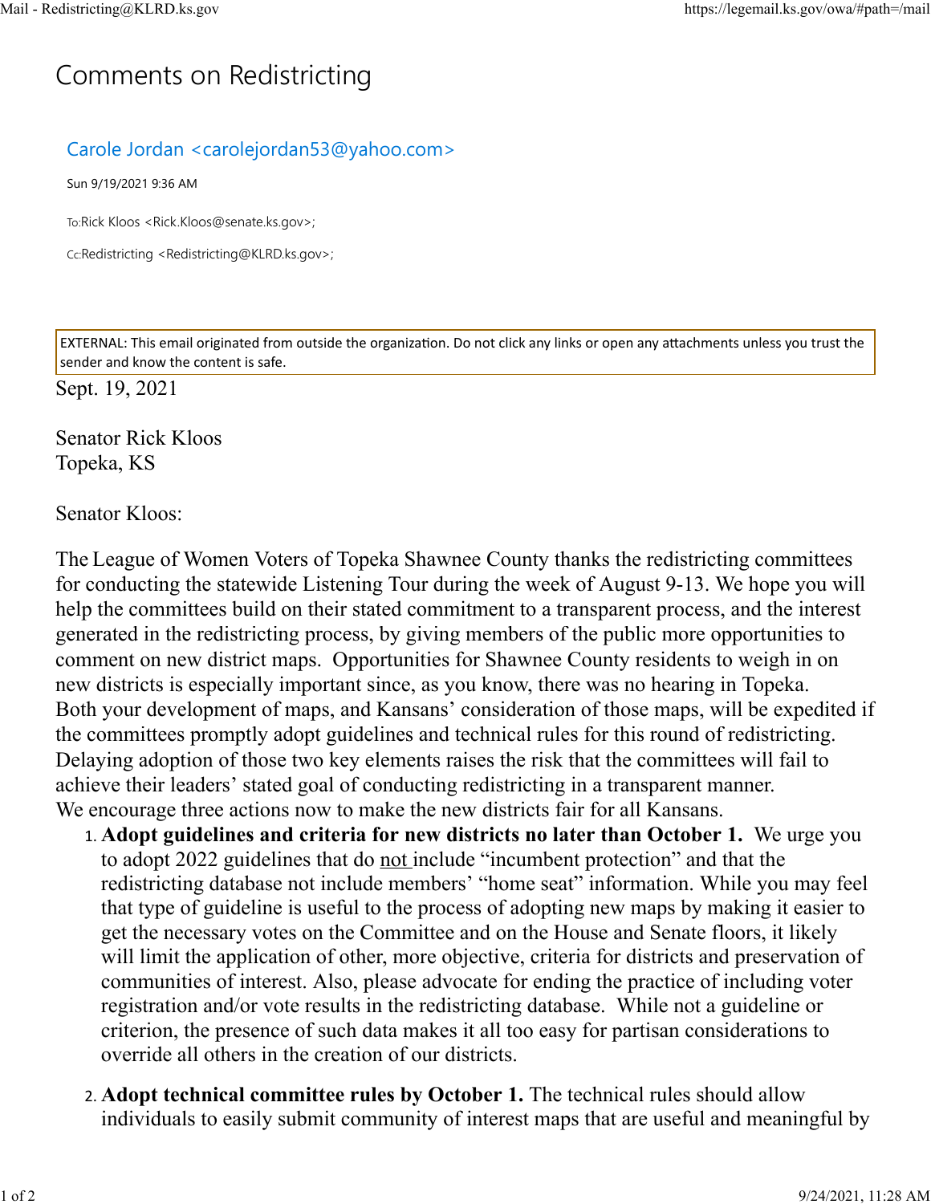# Comments on Redistricting

Carole Jordan <carolejordan53@yahoo.com>

Sun 9/19/2021 9:36 AM

To:Rick Kloos <Rick.Kloos@senate.ks.gov>;

Cc:Redistricting <Redistricting@KLRD.ks.gov>;

EXTERNAL: This email originated from outside the organization. Do not click any links or open any attachments unless you trust the sender and know the content is safe.

Sept. 19, 2021

Senator Rick Kloos
Topeka, KS

Senator Kloos:

The League of Women Voters of Topeka Shawnee County thanks the redistricting committees for conducting the statewide Listening Tour during the week of August 9-13. We hope you will help the committees build on their stated commitment to a transparent process, and the interest generated in the redistricting process, by giving members of the public more opportunities to comment on new district maps. Opportunities for Shawnee County residents to weigh in on new districts is especially important since, as you know, there was no hearing in Topeka. Both your development of maps, and Kansans' consideration of those maps, will be expedited if the committees promptly adopt guidelines and technical rules for this round of redistricting. Delaying adoption of those two key elements raises the risk that the committees will fail to achieve their leaders' stated goal of conducting redistricting in a transparent manner. We encourage three actions now to make the new districts fair for all Kansans.

1. **Adopt guidelines and criteria for new districts no later than October 1.** We urge you to adopt 2022 guidelines that do not include "incumbent protection" and that the redistricting database not include members' "home seat" information. While you may feel that type of guideline is useful to the process of adopting new maps by making it easier to get the necessary votes on the Committee and on the House and Senate floors, it likely will limit the application of other, more objective, criteria for districts and preservation of communities of interest. Also, please advocate for ending the practice of including voter registration and/or vote results in the redistricting database. While not a guideline or criterion, the presence of such data makes it all too easy for partisan considerations to override all others in the creation of our districts.

2. **Adopt technical committee rules by October 1.** The technical rules should allow individuals to easily submit community of interest maps that are useful and meaningful by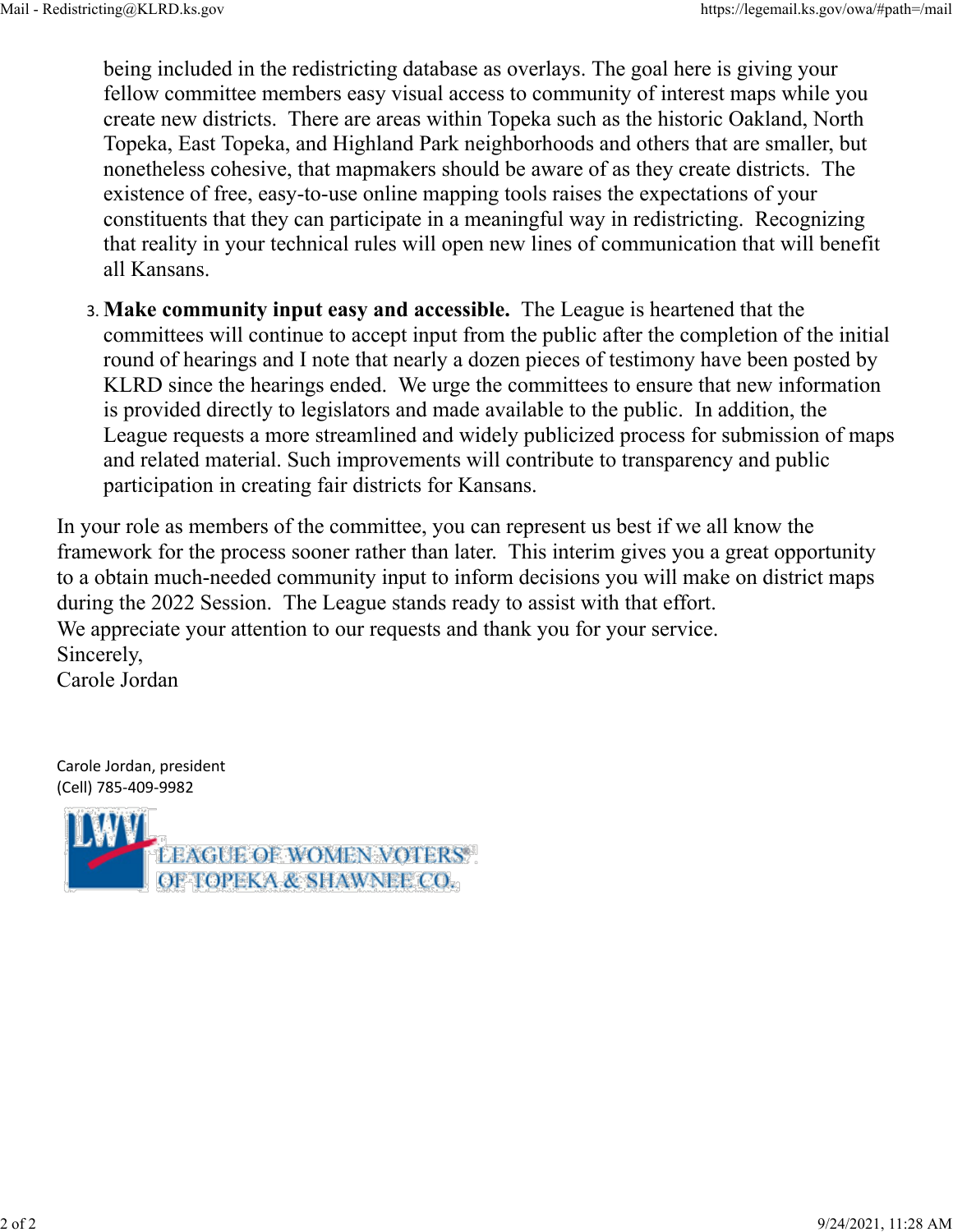being included in the redistricting database as overlays. The goal here is giving your fellow committee members easy visual access to community of interest maps while you create new districts. There are areas within Topeka such as the historic Oakland, North Topeka, East Topeka, and Highland Park neighborhoods and others that are smaller, but nonetheless cohesive, that mapmakers should be aware of as they create districts. The existence of free, easy-to-use online mapping tools raises the expectations of your constituents that they can participate in a meaningful way in redistricting. Recognizing that reality in your technical rules will open new lines of communication that will benefit all Kansans.

3. **Make community input easy and accessible.** The League is heartened that the committees will continue to accept input from the public after the completion of the initial round of hearings and I note that nearly a dozen pieces of testimony have been posted by KLRD since the hearings ended. We urge the committees to ensure that new information is provided directly to legislators and made available to the public. In addition, the League requests a more streamlined and widely publicized process for submission of maps and related material. Such improvements will contribute to transparency and public participation in creating fair districts for Kansans.

In your role as members of the committee, you can represent us best if we all know the framework for the process sooner rather than later. This interim gives you a great opportunity to a obtain much-needed community input to inform decisions you will make on district maps during the 2022 Session. The League stands ready to assist with that effort.
We appreciate your attention to our requests and thank you for your service.
Sincerely,
Carole Jordan

Carole Jordan, president
(Cell) 785-409-9982

LWV LEAGUE OF WOMEN VOTERS® OF TOPEKA & SHAWNEE CO.